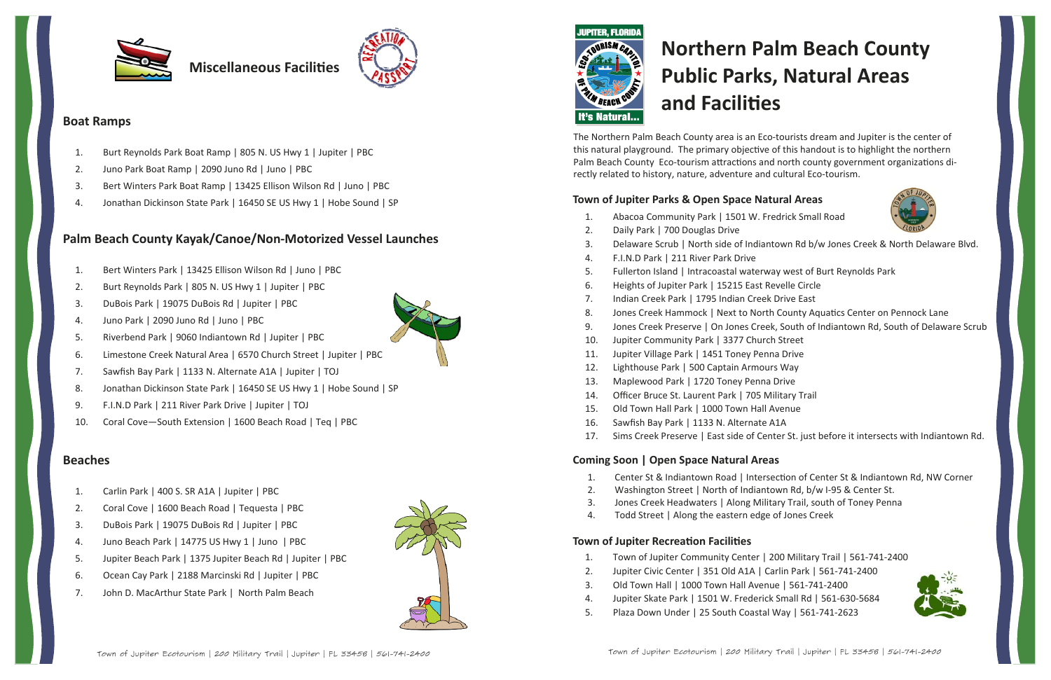## Miscellaneous Facilities

### Boat Ramps

1. Burt Reynolds Park Boat Ramp | 805 N. US Hwy 1 | Jupiter | PBC
2. Juno Park Boat Ramp | 2090 Juno Rd | Juno | PBC
3. Bert Winters Park Boat Ramp | 13425 Ellison Wilson Rd | Juno | PBC
4. Jonathan Dickinson State Park | 16450 SE US Hwy 1 | Hobe Sound | SP

### Palm Beach County Kayak/Canoe/Non-Motorized Vessel Launches

1. Bert Winters Park | 13425 Ellison Wilson Rd | Juno | PBC
2. Burt Reynolds Park | 805 N. US Hwy 1 | Jupiter | PBC
3. DuBois Park | 19075 DuBois Rd | Jupiter | PBC
4. Juno Park | 2090 Juno Rd | Juno | PBC
5. Riverbend Park | 9060 Indiantown Rd | Jupiter | PBC
6. Limestone Creek Natural Area | 6570 Church Street | Jupiter | PBC
7. Sawfish Bay Park | 1133 N. Alternate A1A | Jupiter | TOJ
8. Jonathan Dickinson State Park | 16450 SE US Hwy 1 | Hobe Sound | SP
9. F.I.N.D Park | 211 River Park Drive | Jupiter | TOJ
10. Coral Cove—South Extension | 1600 Beach Road | Teq | PBC

### Beaches

1. Carlin Park | 400 S. SR A1A | Jupiter | PBC
2. Coral Cove | 1600 Beach Road | Tequesta | PBC
3. DuBois Park | 19075 DuBois Rd | Jupiter | PBC
4. Juno Beach Park | 14775 US Hwy 1 | Juno | PBC
5. Jupiter Beach Park | 1375 Jupiter Beach Rd | Jupiter | PBC
6. Ocean Cay Park | 2188 Marcinski Rd | Jupiter | PBC
7. John D. MacArthur State Park | North Palm Beach

# Northern Palm Beach County Public Parks, Natural Areas and Facilities

The Northern Palm Beach County area is an Eco-tourists dream and Jupiter is the center of this natural playground. The primary objective of this handout is to highlight the northern Palm Beach County Eco-tourism attractions and north county government organizations directly related to history, nature, adventure and cultural Eco-tourism.

### Town of Jupiter Parks & Open Space Natural Areas

1. Abacoa Community Park | 1501 W. Fredrick Small Road
2. Daily Park | 700 Douglas Drive
3. Delaware Scrub | North side of Indiantown Rd b/w Jones Creek & North Delaware Blvd.
4. F.I.N.D Park | 211 River Park Drive
5. Fullerton Island | Intracoastal waterway west of Burt Reynolds Park
6. Heights of Jupiter Park | 15215 East Revelle Circle
7. Indian Creek Park | 1795 Indian Creek Drive East
8. Jones Creek Hammock | Next to North County Aquatics Center on Pennock Lane
9. Jones Creek Preserve | On Jones Creek, South of Indiantown Rd, South of Delaware Scrub
10. Jupiter Community Park | 3377 Church Street
11. Jupiter Village Park | 1451 Toney Penna Drive
12. Lighthouse Park | 500 Captain Armours Way
13. Maplewood Park | 1720 Toney Penna Drive
14. Officer Bruce St. Laurent Park | 705 Military Trail
15. Old Town Hall Park | 1000 Town Hall Avenue
16. Sawfish Bay Park | 1133 N. Alternate A1A
17. Sims Creek Preserve | East side of Center St. just before it intersects with Indiantown Rd.

### Coming Soon | Open Space Natural Areas

1. Center St & Indiantown Road | Intersection of Center St & Indiantown Rd, NW Corner
2. Washington Street | North of Indiantown Rd, b/w I-95 & Center St.
3. Jones Creek Headwaters | Along Military Trail, south of Toney Penna
4. Todd Street | Along the eastern edge of Jones Creek

### Town of Jupiter Recreation Facilities

1. Town of Jupiter Community Center | 200 Military Trail | 561-741-2400
2. Jupiter Civic Center | 351 Old A1A | Carlin Park | 561-741-2400
3. Old Town Hall | 1000 Town Hall Avenue | 561-741-2400
4. Jupiter Skate Park | 1501 W. Frederick Small Rd | 561-630-5684
5. Plaza Down Under | 25 South Coastal Way | 561-741-2623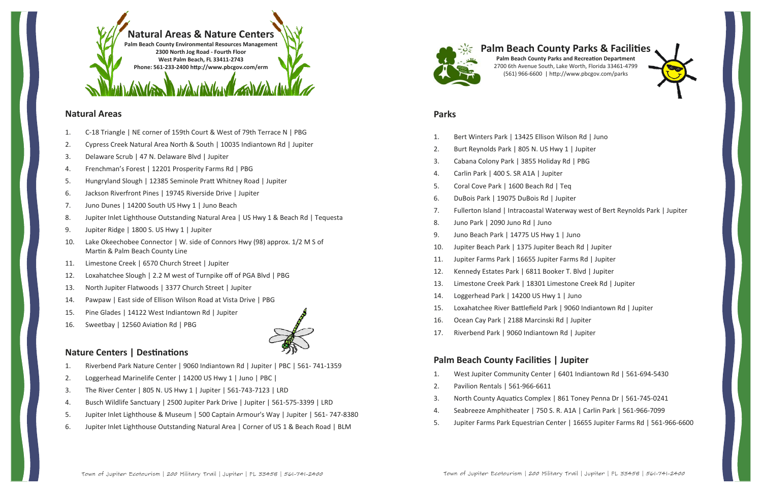# Natural Areas & Nature Centers

**Palm Beach County Environmental Resources Management**
**2300 North Jog Road - Fourth Floor**
**West Palm Beach, FL 33411-2743**
**Phone: 561-233-2400 http://www.pbcgov.com/erm**

## Natural Areas

1. C-18 Triangle | NE corner of 159th Court & West of 79th Terrace N | PBG
2. Cypress Creek Natural Area North & South | 10035 Indiantown Rd | Jupiter
3. Delaware Scrub | 47 N. Delaware Blvd | Jupiter
4. Frenchman's Forest | 12201 Prosperity Farms Rd | PBG
5. Hungryland Slough | 12385 Seminole Pratt Whitney Road | Jupiter
6. Jackson Riverfront Pines | 19745 Riverside Drive | Jupiter
7. Juno Dunes | 14200 South US Hwy 1 | Juno Beach
8. Jupiter Inlet Lighthouse Outstanding Natural Area | US Hwy 1 & Beach Rd | Tequesta
9. Jupiter Ridge | 1800 S. US Hwy 1 | Jupiter
10. Lake Okeechobee Connector | W. side of Connors Hwy (98) approx. 1/2 M S of Martin & Palm Beach County Line
11. Limestone Creek | 6570 Church Street | Jupiter
12. Loxahatchee Slough | 2.2 M west of Turnpike off of PGA Blvd | PBG
13. North Jupiter Flatwoods | 3377 Church Street | Jupiter
14. Pawpaw | East side of Ellison Wilson Road at Vista Drive | PBG
15. Pine Glades | 14122 West Indiantown Rd | Jupiter
16. Sweetbay | 12560 Aviation Rd | PBG

## Nature Centers | Destinations

1. Riverbend Park Nature Center | 9060 Indiantown Rd | Jupiter | PBC | 561- 741-1359
2. Loggerhead Marinelife Center | 14200 US Hwy 1 | Juno | PBC |
3. The River Center | 805 N. US Hwy 1 | Jupiter | 561-743-7123 | LRD
4. Busch Wildlife Sanctuary | 2500 Jupiter Park Drive | Jupiter | 561-575-3399 | LRD
5. Jupiter Inlet Lighthouse & Museum | 500 Captain Armour's Way | Jupiter | 561- 747-8380
6. Jupiter Inlet Lighthouse Outstanding Natural Area | Corner of US 1 & Beach Road | BLM

# Palm Beach County Parks & Facilities

**Palm Beach County Parks and Recreation Department**
2700 6th Avenue South, Lake Worth, Florida 33461-4799
(561) 966-6600 | http://www.pbcgov.com/parks

## Parks

1. Bert Winters Park | 13425 Ellison Wilson Rd | Juno
2. Burt Reynolds Park | 805 N. US Hwy 1 | Jupiter
3. Cabana Colony Park | 3855 Holiday Rd | PBG
4. Carlin Park | 400 S. SR A1A | Jupiter
5. Coral Cove Park | 1600 Beach Rd | Teq
6. DuBois Park | 19075 DuBois Rd | Jupiter
7. Fullerton Island | Intracoastal Waterway west of Bert Reynolds Park | Jupiter
8. Juno Park | 2090 Juno Rd | Juno
9. Juno Beach Park | 14775 US Hwy 1 | Juno
10. Jupiter Beach Park | 1375 Jupiter Beach Rd | Jupiter
11. Jupiter Farms Park | 16655 Jupiter Farms Rd | Jupiter
12. Kennedy Estates Park | 6811 Booker T. Blvd | Jupiter
13. Limestone Creek Park | 18301 Limestone Creek Rd | Jupiter
14. Loggerhead Park | 14200 US Hwy 1 | Juno
15. Loxahatchee River Battlefield Park | 9060 Indiantown Rd | Jupiter
16. Ocean Cay Park | 2188 Marcinski Rd | Jupiter
17. Riverbend Park | 9060 Indiantown Rd | Jupiter

## Palm Beach County Facilities | Jupiter

1. West Jupiter Community Center | 6401 Indiantown Rd | 561-694-5430
2. Pavilion Rentals | 561-966-6611
3. North County Aquatics Complex | 861 Toney Penna Dr | 561-745-0241
4. Seabreeze Amphitheater | 750 S. R. A1A | Carlin Park | 561-966-7099
5. Jupiter Farms Park Equestrian Center | 16655 Jupiter Farms Rd | 561-966-6600